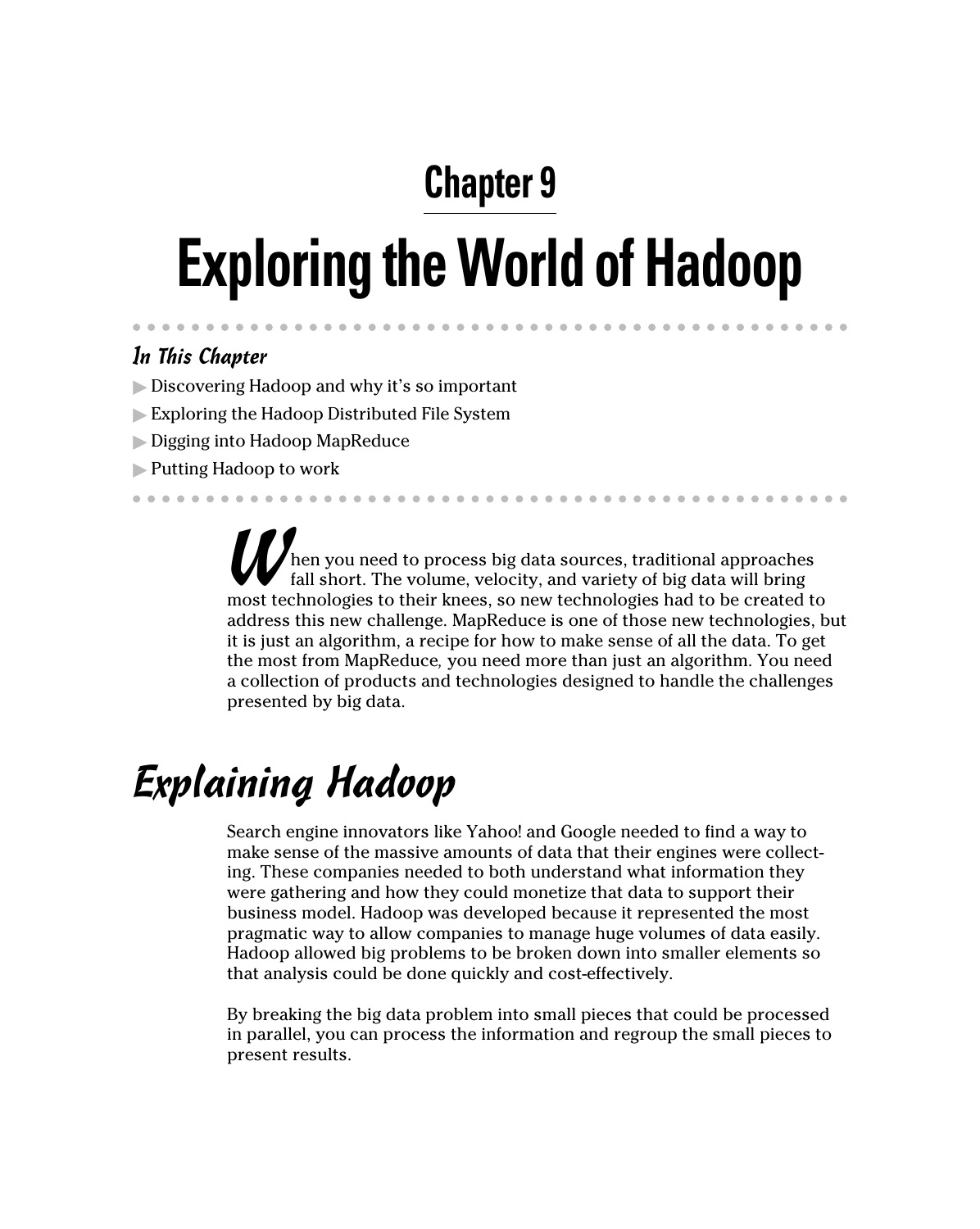# Chapter 9

# Exploring the World of Hadoop

### In This Chapter

- Discovering Hadoop and why it's so important
- Exploring the Hadoop Distributed File System
- Digging into Hadoop MapReduce
- Putting Hadoop to work

When you need to process big data sources, traditional approaches fall short. The volume, velocity, and variety of big data will bring most technologies to their knees, so new technologies had to be created to address this new challenge. MapReduce is one of those new technologies, but it is just an algorithm, a recipe for how to make sense of all the data. To get the most from MapReduce, you need more than just an algorithm. You need a collection of products and technologies designed to handle the challenges presented by big data.

## Explaining Hadoop

Search engine innovators like Yahoo! and Google needed to find a way to make sense of the massive amounts of data that their engines were collecting. These companies needed to both understand what information they were gathering and how they could monetize that data to support their business model. Hadoop was developed because it represented the most pragmatic way to allow companies to manage huge volumes of data easily. Hadoop allowed big problems to be broken down into smaller elements so that analysis could be done quickly and cost-effectively.

By breaking the big data problem into small pieces that could be processed in parallel, you can process the information and regroup the small pieces to present results.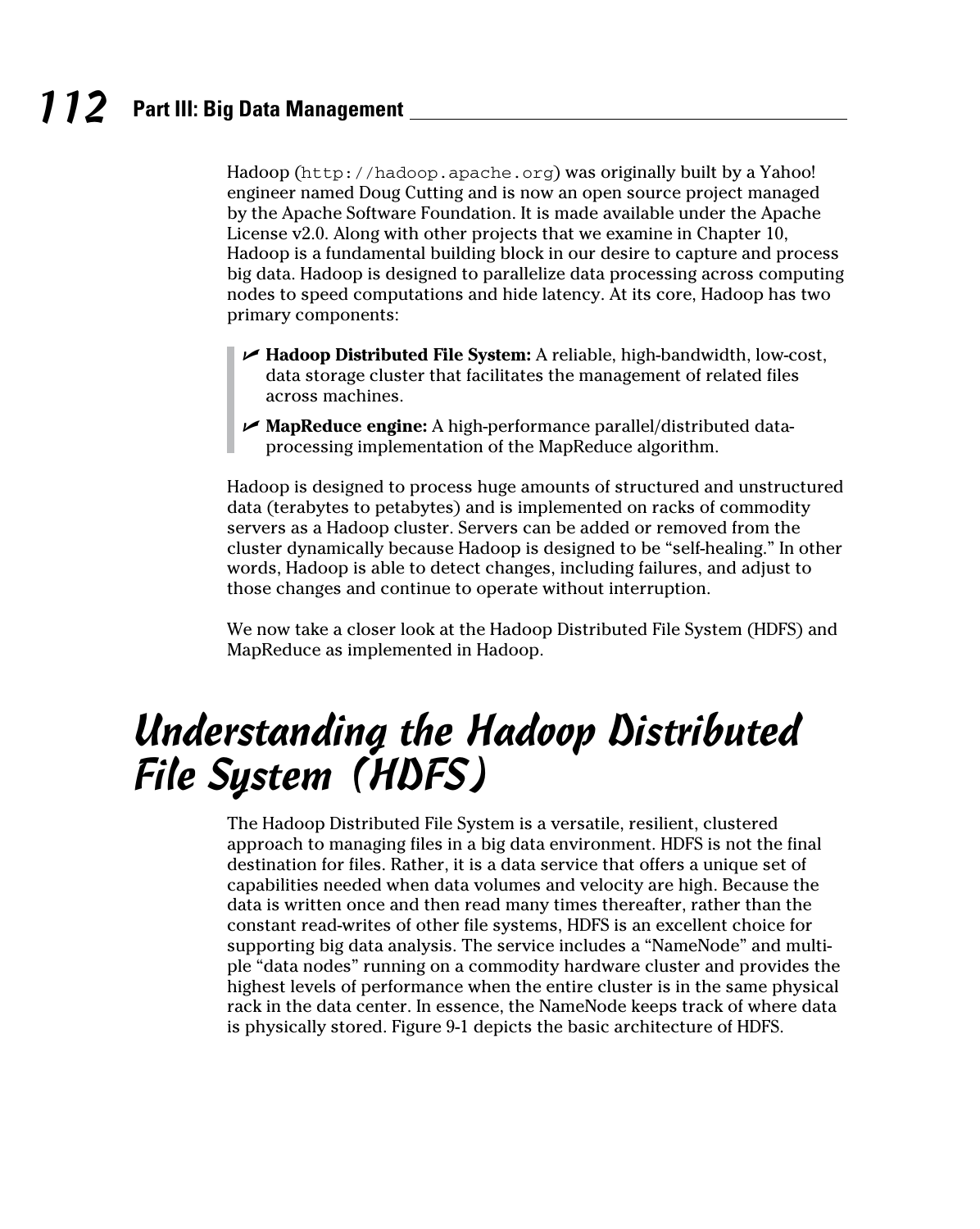Hadoop (http://hadoop.apache.org) was originally built by a Yahoo! engineer named Doug Cutting and is now an open source project managed by the Apache Software Foundation. It is made available under the Apache License v2.0. Along with other projects that we examine in Chapter 10, Hadoop is a fundamental building block in our desire to capture and process big data. Hadoop is designed to parallelize data processing across computing nodes to speed computations and hide latency. At its core, Hadoop has two primary components:

- **Hadoop Distributed File System:** A reliable, high-bandwidth, low-cost, data storage cluster that facilitates the management of related files across machines.
- **MapReduce engine:** A high-performance parallel/distributed data-processing implementation of the MapReduce algorithm.

Hadoop is designed to process huge amounts of structured and unstructured data (terabytes to petabytes) and is implemented on racks of commodity servers as a Hadoop cluster. Servers can be added or removed from the cluster dynamically because Hadoop is designed to be "self-healing." In other words, Hadoop is able to detect changes, including failures, and adjust to those changes and continue to operate without interruption.

We now take a closer look at the Hadoop Distributed File System (HDFS) and MapReduce as implemented in Hadoop.

# Understanding the Hadoop Distributed File System (HDFS)

The Hadoop Distributed File System is a versatile, resilient, clustered approach to managing files in a big data environment. HDFS is not the final destination for files. Rather, it is a data service that offers a unique set of capabilities needed when data volumes and velocity are high. Because the data is written once and then read many times thereafter, rather than the constant read-writes of other file systems, HDFS is an excellent choice for supporting big data analysis. The service includes a "NameNode" and multiple "data nodes" running on a commodity hardware cluster and provides the highest levels of performance when the entire cluster is in the same physical rack in the data center. In essence, the NameNode keeps track of where data is physically stored. Figure 9-1 depicts the basic architecture of HDFS.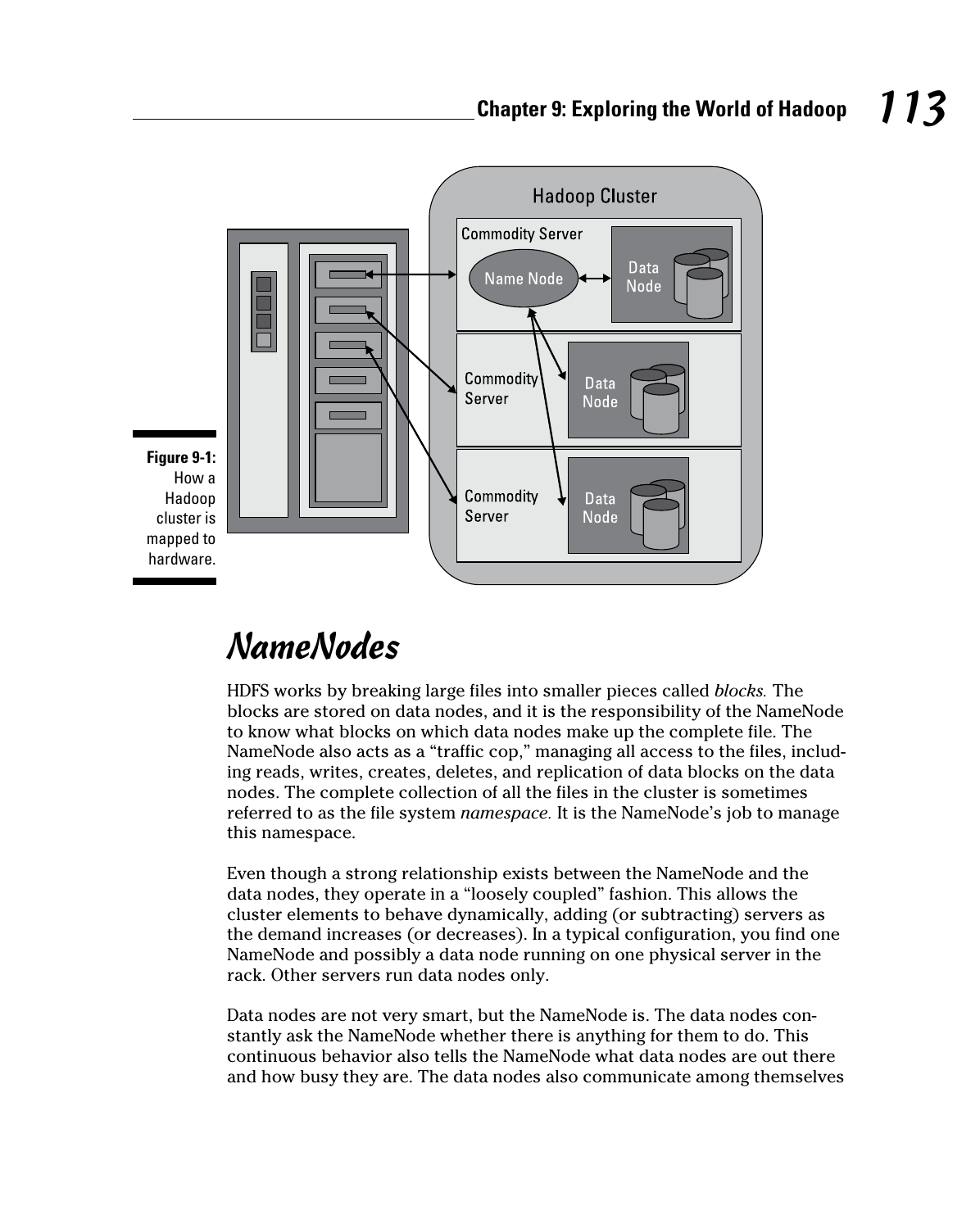Figure 9-1: How a Hadoop cluster is mapped to hardware.

## NameNodes

HDFS works by breaking large files into smaller pieces called *blocks.* The blocks are stored on data nodes, and it is the responsibility of the NameNode to know what blocks on which data nodes make up the complete file. The NameNode also acts as a "traffic cop," managing all access to the files, including reads, writes, creates, deletes, and replication of data blocks on the data nodes. The complete collection of all the files in the cluster is sometimes referred to as the file system *namespace.* It is the NameNode's job to manage this namespace.

Even though a strong relationship exists between the NameNode and the data nodes, they operate in a "loosely coupled" fashion. This allows the cluster elements to behave dynamically, adding (or subtracting) servers as the demand increases (or decreases). In a typical configuration, you find one NameNode and possibly a data node running on one physical server in the rack. Other servers run data nodes only.

Data nodes are not very smart, but the NameNode is. The data nodes constantly ask the NameNode whether there is anything for them to do. This continuous behavior also tells the NameNode what data nodes are out there and how busy they are. The data nodes also communicate among themselves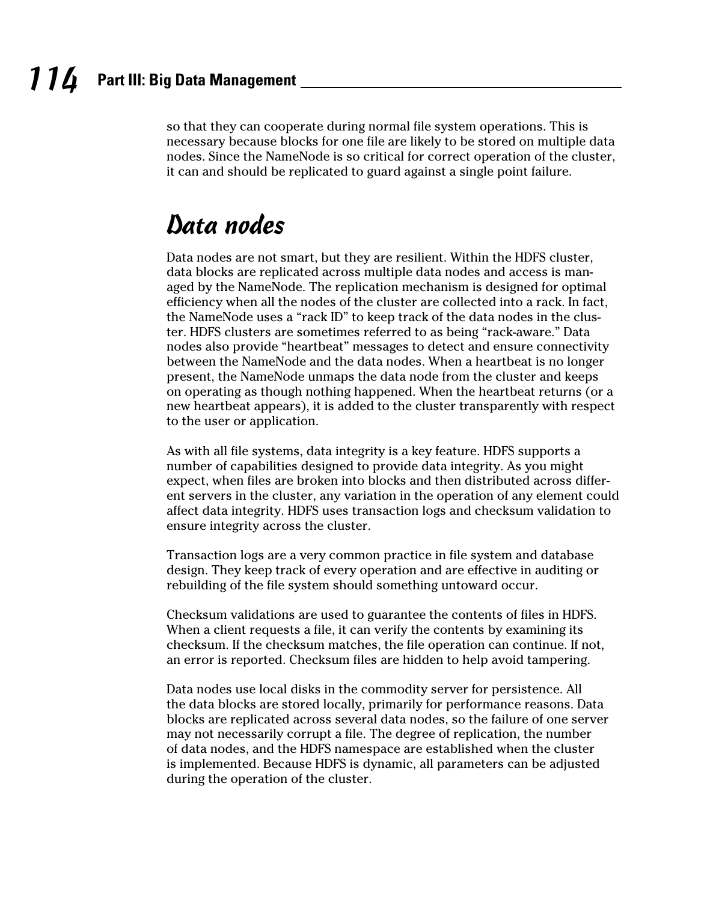so that they can cooperate during normal file system operations. This is necessary because blocks for one file are likely to be stored on multiple data nodes. Since the NameNode is so critical for correct operation of the cluster, it can and should be replicated to guard against a single point failure.

## Data nodes

Data nodes are not smart, but they are resilient. Within the HDFS cluster, data blocks are replicated across multiple data nodes and access is managed by the NameNode. The replication mechanism is designed for optimal efficiency when all the nodes of the cluster are collected into a rack. In fact, the NameNode uses a "rack ID" to keep track of the data nodes in the cluster. HDFS clusters are sometimes referred to as being "rack-aware." Data nodes also provide "heartbeat" messages to detect and ensure connectivity between the NameNode and the data nodes. When a heartbeat is no longer present, the NameNode unmaps the data node from the cluster and keeps on operating as though nothing happened. When the heartbeat returns (or a new heartbeat appears), it is added to the cluster transparently with respect to the user or application.

As with all file systems, data integrity is a key feature. HDFS supports a number of capabilities designed to provide data integrity. As you might expect, when files are broken into blocks and then distributed across different servers in the cluster, any variation in the operation of any element could affect data integrity. HDFS uses transaction logs and checksum validation to ensure integrity across the cluster.

Transaction logs are a very common practice in file system and database design. They keep track of every operation and are effective in auditing or rebuilding of the file system should something untoward occur.

Checksum validations are used to guarantee the contents of files in HDFS. When a client requests a file, it can verify the contents by examining its checksum. If the checksum matches, the file operation can continue. If not, an error is reported. Checksum files are hidden to help avoid tampering.

Data nodes use local disks in the commodity server for persistence. All the data blocks are stored locally, primarily for performance reasons. Data blocks are replicated across several data nodes, so the failure of one server may not necessarily corrupt a file. The degree of replication, the number of data nodes, and the HDFS namespace are established when the cluster is implemented. Because HDFS is dynamic, all parameters can be adjusted during the operation of the cluster.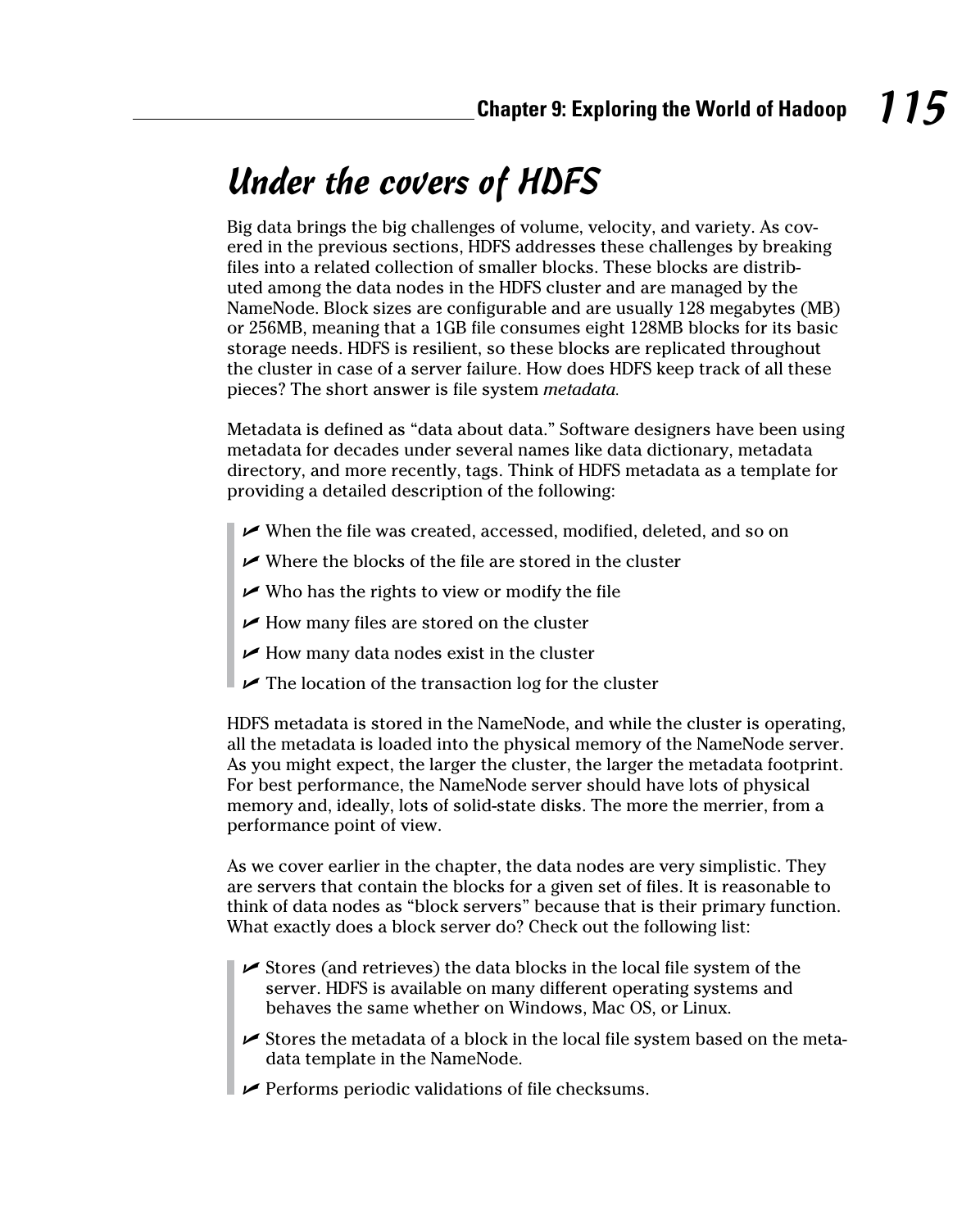## Under the covers of HDFS

Big data brings the big challenges of volume, velocity, and variety. As covered in the previous sections, HDFS addresses these challenges by breaking files into a related collection of smaller blocks. These blocks are distributed among the data nodes in the HDFS cluster and are managed by the NameNode. Block sizes are configurable and are usually 128 megabytes (MB) or 256MB, meaning that a 1GB file consumes eight 128MB blocks for its basic storage needs. HDFS is resilient, so these blocks are replicated throughout the cluster in case of a server failure. How does HDFS keep track of all these pieces? The short answer is file system *metadata.*

Metadata is defined as "data about data." Software designers have been using metadata for decades under several names like data dictionary, metadata directory, and more recently, tags. Think of HDFS metadata as a template for providing a detailed description of the following:

- When the file was created, accessed, modified, deleted, and so on
- Where the blocks of the file are stored in the cluster
- Who has the rights to view or modify the file
- How many files are stored on the cluster
- How many data nodes exist in the cluster
- The location of the transaction log for the cluster

HDFS metadata is stored in the NameNode, and while the cluster is operating, all the metadata is loaded into the physical memory of the NameNode server. As you might expect, the larger the cluster, the larger the metadata footprint. For best performance, the NameNode server should have lots of physical memory and, ideally, lots of solid-state disks. The more the merrier, from a performance point of view.

As we cover earlier in the chapter, the data nodes are very simplistic. They are servers that contain the blocks for a given set of files. It is reasonable to think of data nodes as "block servers" because that is their primary function. What exactly does a block server do? Check out the following list:

- Stores (and retrieves) the data blocks in the local file system of the server. HDFS is available on many different operating systems and behaves the same whether on Windows, Mac OS, or Linux.
- Stores the metadata of a block in the local file system based on the metadata template in the NameNode.
- Performs periodic validations of file checksums.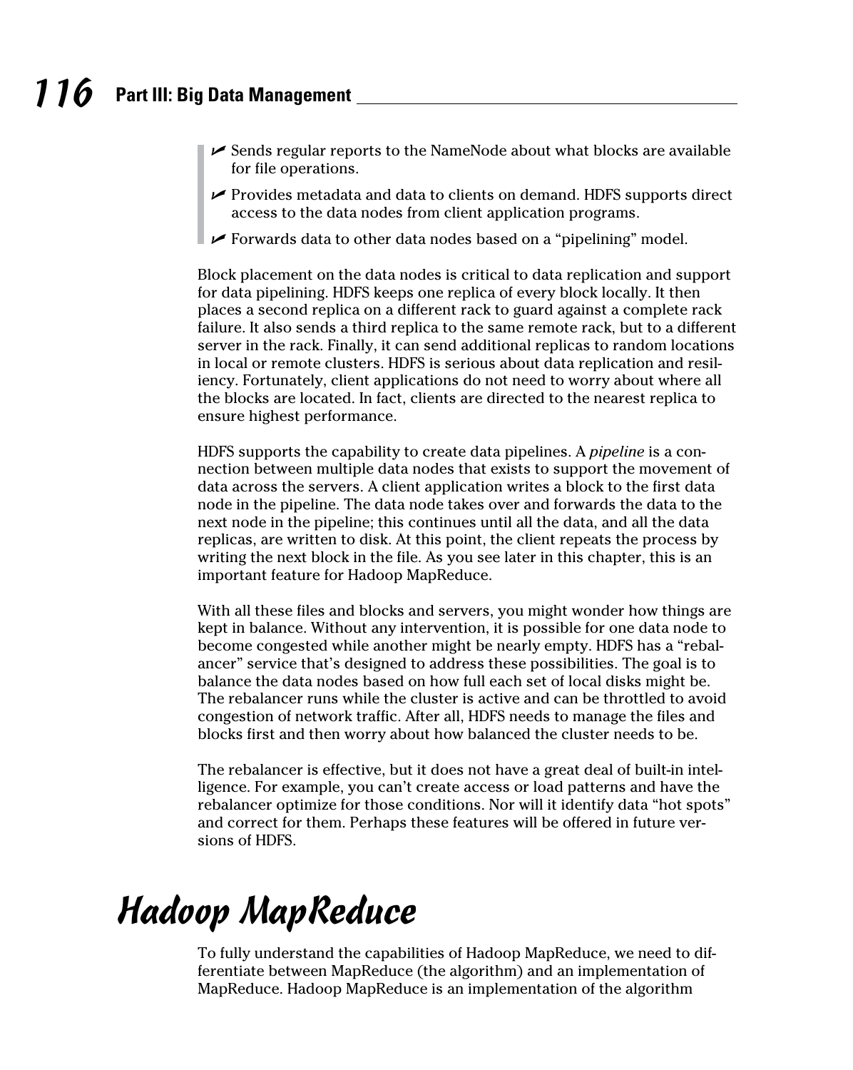- Sends regular reports to the NameNode about what blocks are available for file operations.
- Provides metadata and data to clients on demand. HDFS supports direct access to the data nodes from client application programs.
- Forwards data to other data nodes based on a "pipelining" model.

Block placement on the data nodes is critical to data replication and support for data pipelining. HDFS keeps one replica of every block locally. It then places a second replica on a different rack to guard against a complete rack failure. It also sends a third replica to the same remote rack, but to a different server in the rack. Finally, it can send additional replicas to random locations in local or remote clusters. HDFS is serious about data replication and resiliency. Fortunately, client applications do not need to worry about where all the blocks are located. In fact, clients are directed to the nearest replica to ensure highest performance.

HDFS supports the capability to create data pipelines. A *pipeline* is a connection between multiple data nodes that exists to support the movement of data across the servers. A client application writes a block to the first data node in the pipeline. The data node takes over and forwards the data to the next node in the pipeline; this continues until all the data, and all the data replicas, are written to disk. At this point, the client repeats the process by writing the next block in the file. As you see later in this chapter, this is an important feature for Hadoop MapReduce.

With all these files and blocks and servers, you might wonder how things are kept in balance. Without any intervention, it is possible for one data node to become congested while another might be nearly empty. HDFS has a "rebalancer" service that's designed to address these possibilities. The goal is to balance the data nodes based on how full each set of local disks might be. The rebalancer runs while the cluster is active and can be throttled to avoid congestion of network traffic. After all, HDFS needs to manage the files and blocks first and then worry about how balanced the cluster needs to be.

The rebalancer is effective, but it does not have a great deal of built-in intelligence. For example, you can't create access or load patterns and have the rebalancer optimize for those conditions. Nor will it identify data "hot spots" and correct for them. Perhaps these features will be offered in future versions of HDFS.

# Hadoop MapReduce

To fully understand the capabilities of Hadoop MapReduce, we need to differentiate between MapReduce (the algorithm) and an implementation of MapReduce. Hadoop MapReduce is an implementation of the algorithm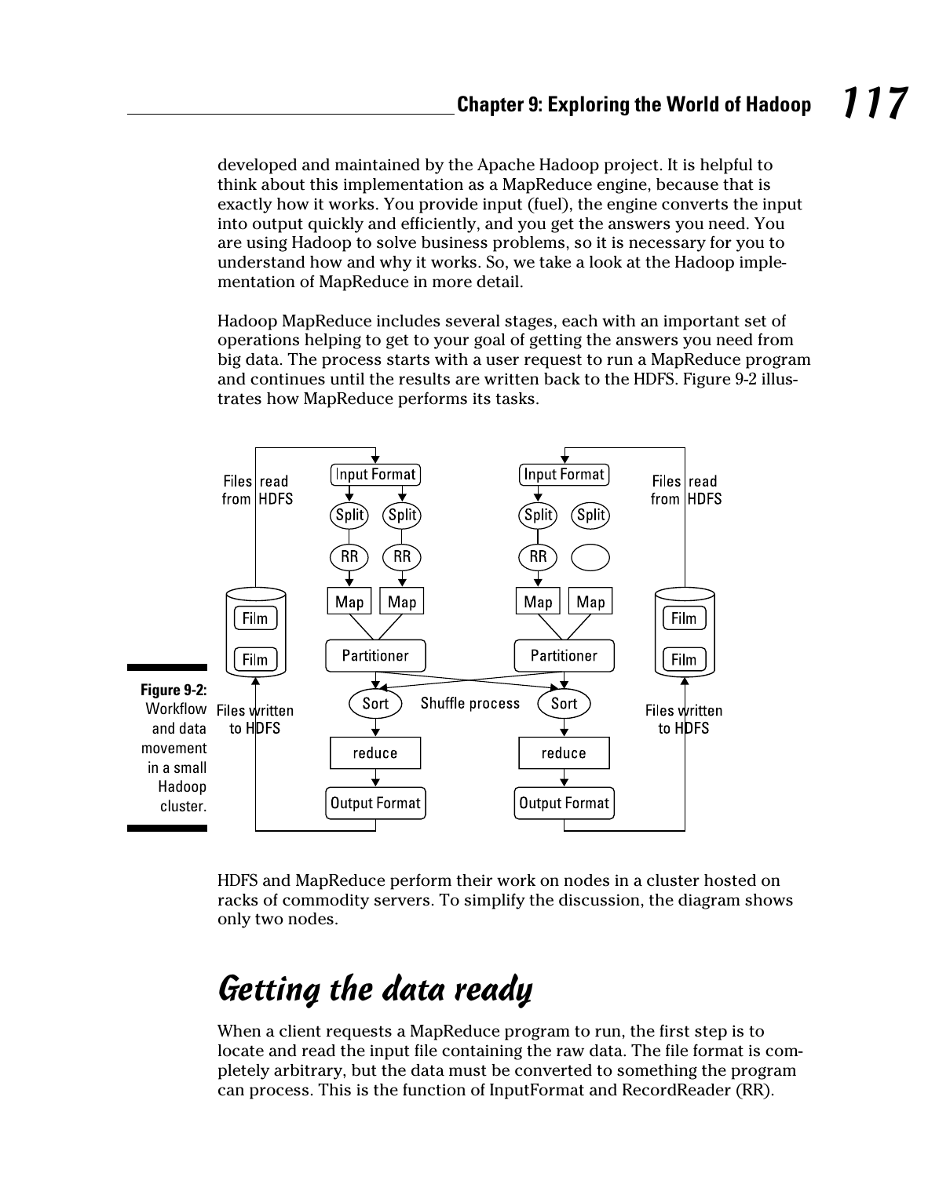developed and maintained by the Apache Hadoop project. It is helpful to think about this implementation as a MapReduce engine, because that is exactly how it works. You provide input (fuel), the engine converts the input into output quickly and efficiently, and you get the answers you need. You are using Hadoop to solve business problems, so it is necessary for you to understand how and why it works. So, we take a look at the Hadoop implementation of MapReduce in more detail.

Hadoop MapReduce includes several stages, each with an important set of operations helping to get to your goal of getting the answers you need from big data. The process starts with a user request to run a MapReduce program and continues until the results are written back to the HDFS. Figure 9-2 illustrates how MapReduce performs its tasks.

**Figure 9-2:** Workflow and data movement in a small Hadoop cluster.

HDFS and MapReduce perform their work on nodes in a cluster hosted on racks of commodity servers. To simplify the discussion, the diagram shows only two nodes.

## Getting the data ready

When a client requests a MapReduce program to run, the first step is to locate and read the input file containing the raw data. The file format is completely arbitrary, but the data must be converted to something the program can process. This is the function of InputFormat and RecordReader (RR).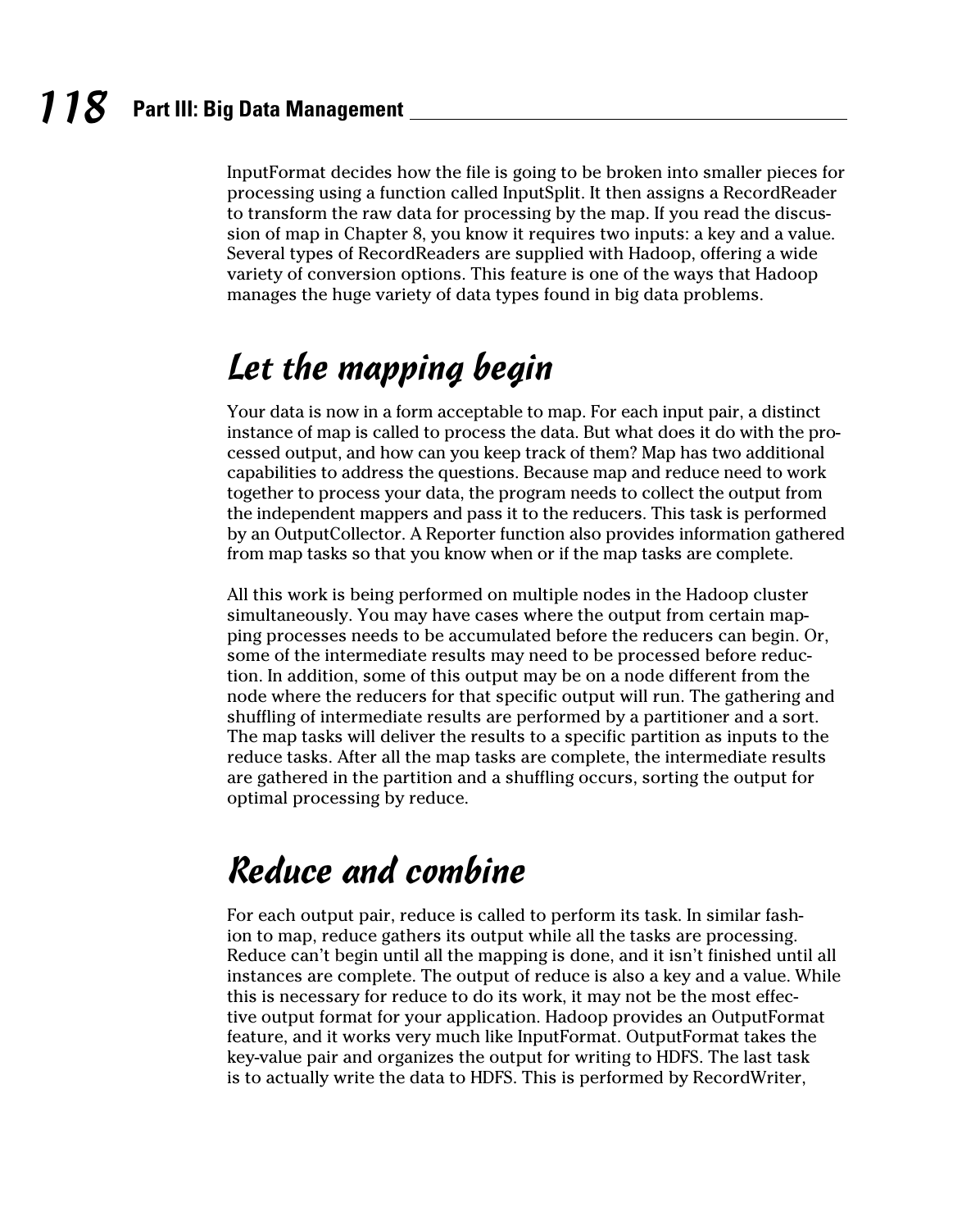InputFormat decides how the file is going to be broken into smaller pieces for processing using a function called InputSplit. It then assigns a RecordReader to transform the raw data for processing by the map. If you read the discussion of map in Chapter 8, you know it requires two inputs: a key and a value. Several types of RecordReaders are supplied with Hadoop, offering a wide variety of conversion options. This feature is one of the ways that Hadoop manages the huge variety of data types found in big data problems.

## Let the mapping begin

Your data is now in a form acceptable to map. For each input pair, a distinct instance of map is called to process the data. But what does it do with the processed output, and how can you keep track of them? Map has two additional capabilities to address the questions. Because map and reduce need to work together to process your data, the program needs to collect the output from the independent mappers and pass it to the reducers. This task is performed by an OutputCollector. A Reporter function also provides information gathered from map tasks so that you know when or if the map tasks are complete.

All this work is being performed on multiple nodes in the Hadoop cluster simultaneously. You may have cases where the output from certain mapping processes needs to be accumulated before the reducers can begin. Or, some of the intermediate results may need to be processed before reduction. In addition, some of this output may be on a node different from the node where the reducers for that specific output will run. The gathering and shuffling of intermediate results are performed by a partitioner and a sort. The map tasks will deliver the results to a specific partition as inputs to the reduce tasks. After all the map tasks are complete, the intermediate results are gathered in the partition and a shuffling occurs, sorting the output for optimal processing by reduce.

## Reduce and combine

For each output pair, reduce is called to perform its task. In similar fashion to map, reduce gathers its output while all the tasks are processing. Reduce can't begin until all the mapping is done, and it isn't finished until all instances are complete. The output of reduce is also a key and a value. While this is necessary for reduce to do its work, it may not be the most effective output format for your application. Hadoop provides an OutputFormat feature, and it works very much like InputFormat. OutputFormat takes the key-value pair and organizes the output for writing to HDFS. The last task is to actually write the data to HDFS. This is performed by RecordWriter,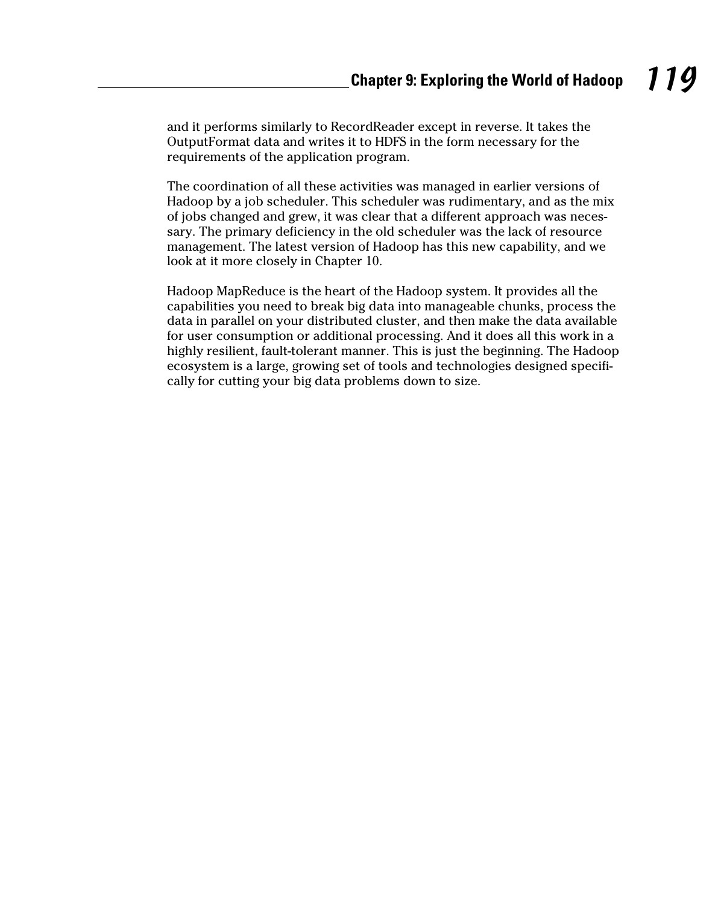and it performs similarly to RecordReader except in reverse. It takes the OutputFormat data and writes it to HDFS in the form necessary for the requirements of the application program.

The coordination of all these activities was managed in earlier versions of Hadoop by a job scheduler. This scheduler was rudimentary, and as the mix of jobs changed and grew, it was clear that a different approach was necessary. The primary deficiency in the old scheduler was the lack of resource management. The latest version of Hadoop has this new capability, and we look at it more closely in Chapter 10.

Hadoop MapReduce is the heart of the Hadoop system. It provides all the capabilities you need to break big data into manageable chunks, process the data in parallel on your distributed cluster, and then make the data available for user consumption or additional processing. And it does all this work in a highly resilient, fault-tolerant manner. This is just the beginning. The Hadoop ecosystem is a large, growing set of tools and technologies designed specifically for cutting your big data problems down to size.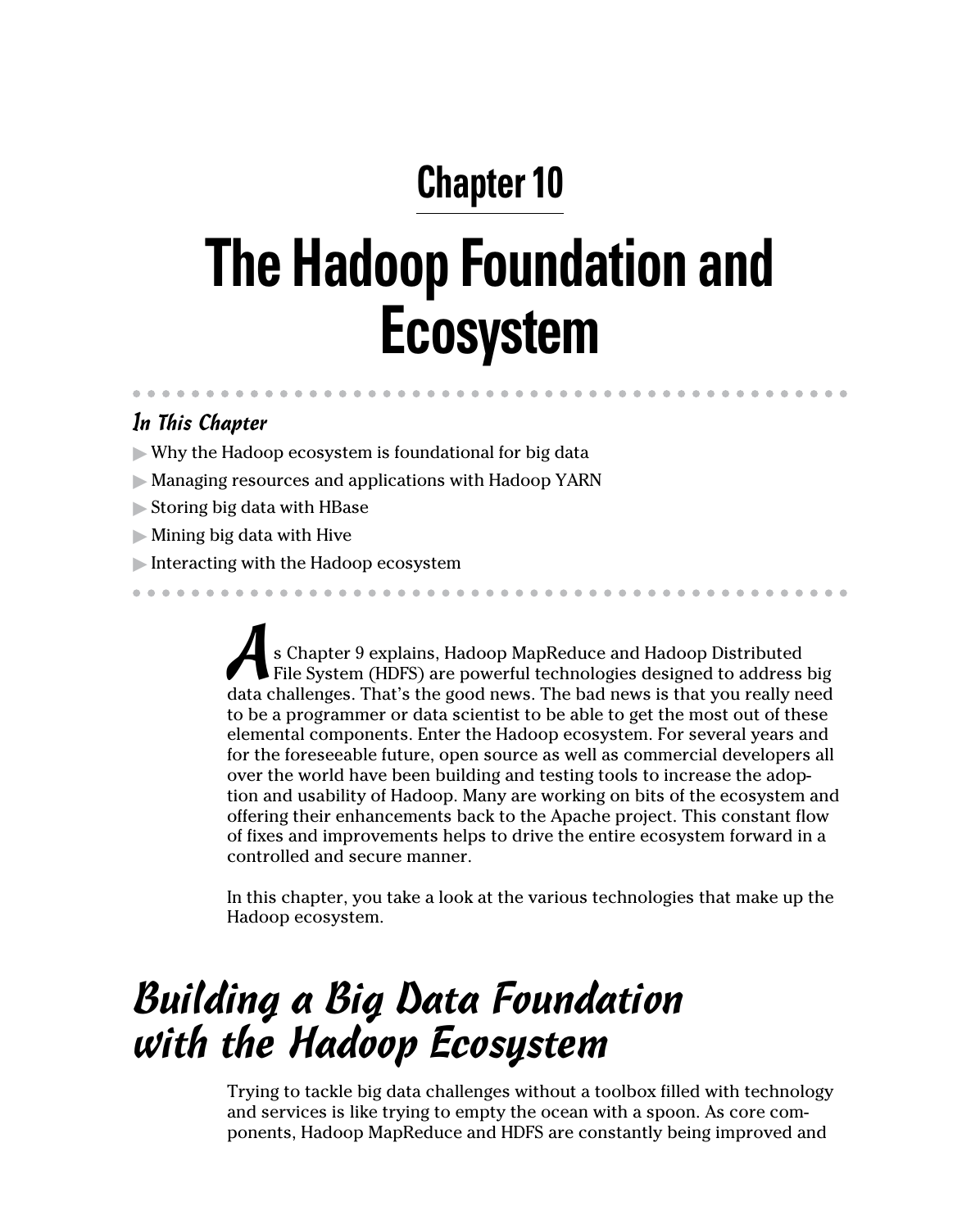# Chapter 10

# The Hadoop Foundation and Ecosystem

### *In This Chapter*

- Why the Hadoop ecosystem is foundational for big data
- Managing resources and applications with Hadoop YARN
- Storing big data with HBase
- Mining big data with Hive
- Interacting with the Hadoop ecosystem

As Chapter 9 explains, Hadoop MapReduce and Hadoop Distributed File System (HDFS) are powerful technologies designed to address big data challenges. That's the good news. The bad news is that you really need to be a programmer or data scientist to be able to get the most out of these elemental components. Enter the Hadoop ecosystem. For several years and for the foreseeable future, open source as well as commercial developers all over the world have been building and testing tools to increase the adoption and usability of Hadoop. Many are working on bits of the ecosystem and offering their enhancements back to the Apache project. This constant flow of fixes and improvements helps to drive the entire ecosystem forward in a controlled and secure manner.

In this chapter, you take a look at the various technologies that make up the Hadoop ecosystem.

## *Building a Big Data Foundation with the Hadoop Ecosystem*

Trying to tackle big data challenges without a toolbox filled with technology and services is like trying to empty the ocean with a spoon. As core components, Hadoop MapReduce and HDFS are constantly being improved and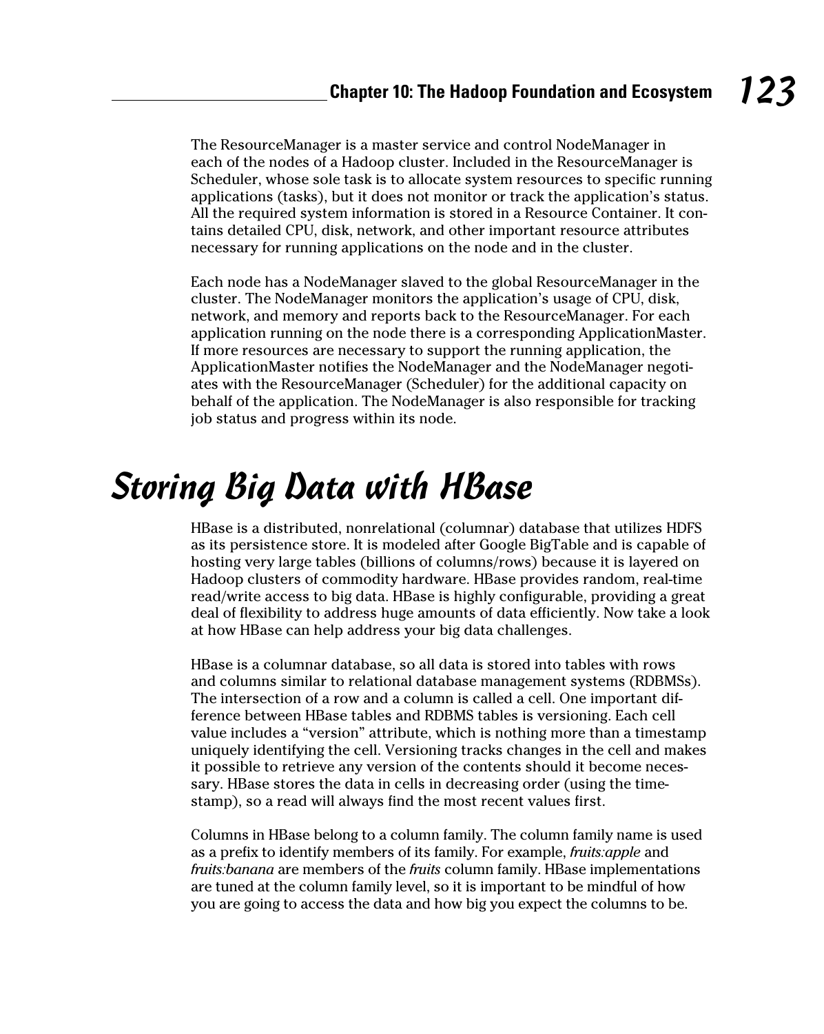The ResourceManager is a master service and control NodeManager in each of the nodes of a Hadoop cluster. Included in the ResourceManager is Scheduler, whose sole task is to allocate system resources to specific running applications (tasks), but it does not monitor or track the application's status. All the required system information is stored in a Resource Container. It contains detailed CPU, disk, network, and other important resource attributes necessary for running applications on the node and in the cluster.

Each node has a NodeManager slaved to the global ResourceManager in the cluster. The NodeManager monitors the application's usage of CPU, disk, network, and memory and reports back to the ResourceManager. For each application running on the node there is a corresponding ApplicationMaster. If more resources are necessary to support the running application, the ApplicationMaster notifies the NodeManager and the NodeManager negotiates with the ResourceManager (Scheduler) for the additional capacity on behalf of the application. The NodeManager is also responsible for tracking job status and progress within its node.

# Storing Big Data with HBase

HBase is a distributed, nonrelational (columnar) database that utilizes HDFS as its persistence store. It is modeled after Google BigTable and is capable of hosting very large tables (billions of columns/rows) because it is layered on Hadoop clusters of commodity hardware. HBase provides random, real-time read/write access to big data. HBase is highly configurable, providing a great deal of flexibility to address huge amounts of data efficiently. Now take a look at how HBase can help address your big data challenges.

HBase is a columnar database, so all data is stored into tables with rows and columns similar to relational database management systems (RDBMSs). The intersection of a row and a column is called a cell. One important difference between HBase tables and RDBMS tables is versioning. Each cell value includes a "version" attribute, which is nothing more than a timestamp uniquely identifying the cell. Versioning tracks changes in the cell and makes it possible to retrieve any version of the contents should it become necessary. HBase stores the data in cells in decreasing order (using the timestamp), so a read will always find the most recent values first.

Columns in HBase belong to a column family. The column family name is used as a prefix to identify members of its family. For example, *fruits:apple* and *fruits:banana* are members of the *fruits* column family. HBase implementations are tuned at the column family level, so it is important to be mindful of how you are going to access the data and how big you expect the columns to be.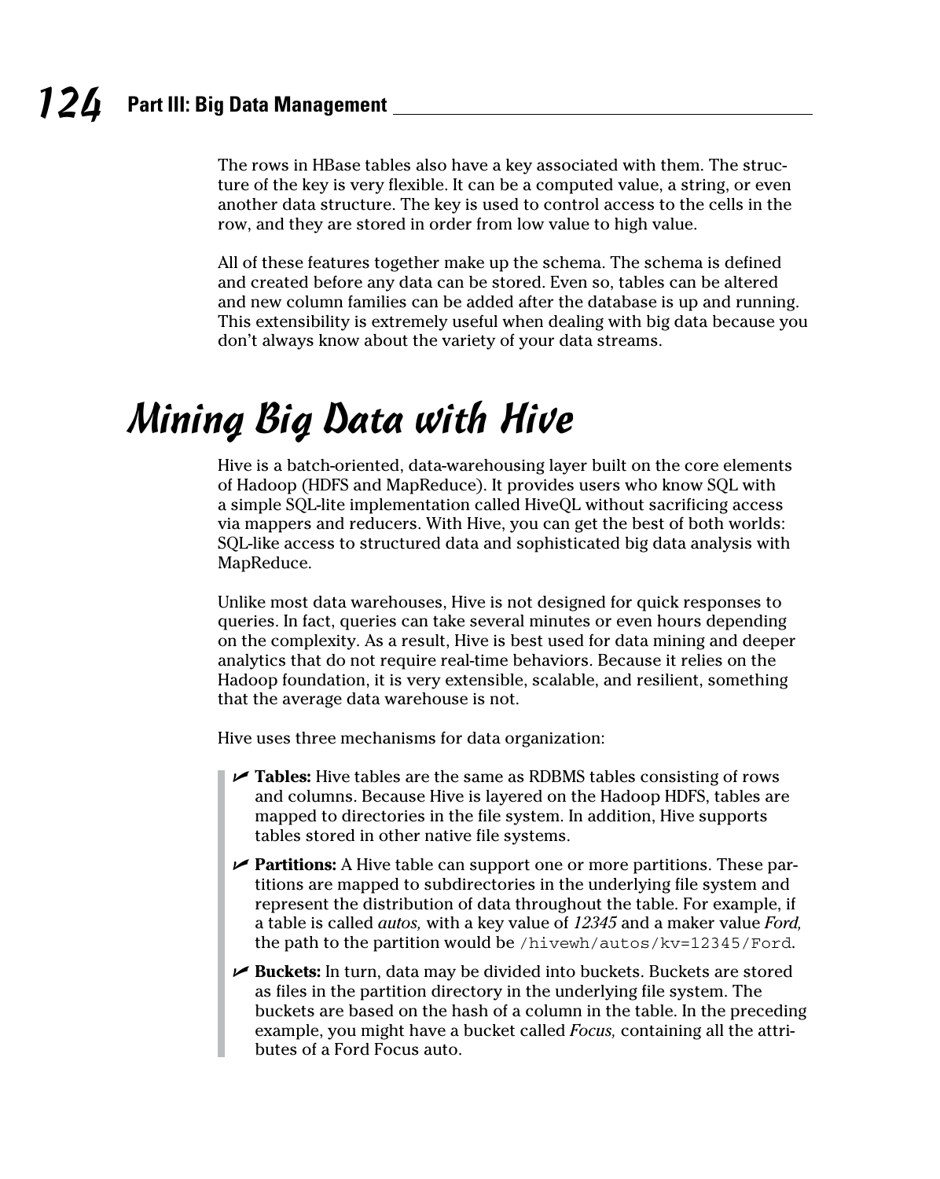The rows in HBase tables also have a key associated with them. The structure of the key is very flexible. It can be a computed value, a string, or even another data structure. The key is used to control access to the cells in the row, and they are stored in order from low value to high value.

All of these features together make up the schema. The schema is defined and created before any data can be stored. Even so, tables can be altered and new column families can be added after the database is up and running. This extensibility is extremely useful when dealing with big data because you don't always know about the variety of your data streams.

# Mining Big Data with Hive

Hive is a batch-oriented, data-warehousing layer built on the core elements of Hadoop (HDFS and MapReduce). It provides users who know SQL with a simple SQL-lite implementation called HiveQL without sacrificing access via mappers and reducers. With Hive, you can get the best of both worlds: SQL-like access to structured data and sophisticated big data analysis with MapReduce.

Unlike most data warehouses, Hive is not designed for quick responses to queries. In fact, queries can take several minutes or even hours depending on the complexity. As a result, Hive is best used for data mining and deeper analytics that do not require real-time behaviors. Because it relies on the Hadoop foundation, it is very extensible, scalable, and resilient, something that the average data warehouse is not.

Hive uses three mechanisms for data organization:

- **Tables:** Hive tables are the same as RDBMS tables consisting of rows and columns. Because Hive is layered on the Hadoop HDFS, tables are mapped to directories in the file system. In addition, Hive supports tables stored in other native file systems.
- **Partitions:** A Hive table can support one or more partitions. These partitions are mapped to subdirectories in the underlying file system and represent the distribution of data throughout the table. For example, if a table is called *autos,* with a key value of *12345* and a maker value *Ford,* the path to the partition would be `/hivewh/autos/kv=12345/Ford`.
- **Buckets:** In turn, data may be divided into buckets. Buckets are stored as files in the partition directory in the underlying file system. The buckets are based on the hash of a column in the table. In the preceding example, you might have a bucket called *Focus,* containing all the attributes of a Ford Focus auto.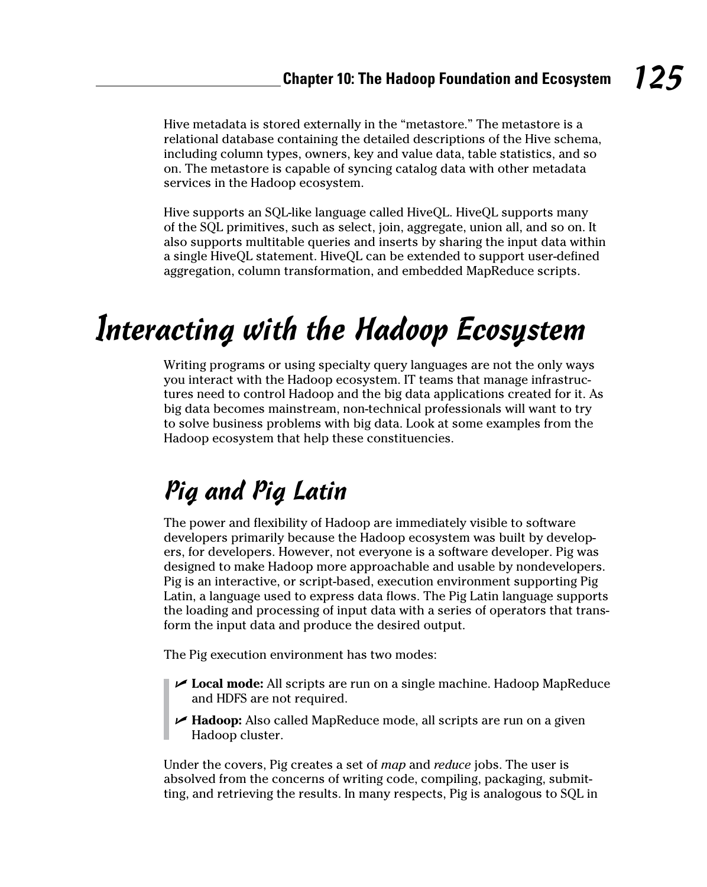Hive metadata is stored externally in the "metastore." The metastore is a relational database containing the detailed descriptions of the Hive schema, including column types, owners, key and value data, table statistics, and so on. The metastore is capable of syncing catalog data with other metadata services in the Hadoop ecosystem.

Hive supports an SQL-like language called HiveQL. HiveQL supports many of the SQL primitives, such as select, join, aggregate, union all, and so on. It also supports multitable queries and inserts by sharing the input data within a single HiveQL statement. HiveQL can be extended to support user-defined aggregation, column transformation, and embedded MapReduce scripts.

# Interacting with the Hadoop Ecosystem

Writing programs or using specialty query languages are not the only ways you interact with the Hadoop ecosystem. IT teams that manage infrastructures need to control Hadoop and the big data applications created for it. As big data becomes mainstream, non-technical professionals will want to try to solve business problems with big data. Look at some examples from the Hadoop ecosystem that help these constituencies.

## Pig and Pig Latin

The power and flexibility of Hadoop are immediately visible to software developers primarily because the Hadoop ecosystem was built by developers, for developers. However, not everyone is a software developer. Pig was designed to make Hadoop more approachable and usable by nondevelopers. Pig is an interactive, or script-based, execution environment supporting Pig Latin, a language used to express data flows. The Pig Latin language supports the loading and processing of input data with a series of operators that transform the input data and produce the desired output.

The Pig execution environment has two modes:

- **Local mode:** All scripts are run on a single machine. Hadoop MapReduce and HDFS are not required.
- **Hadoop:** Also called MapReduce mode, all scripts are run on a given Hadoop cluster.

Under the covers, Pig creates a set of *map* and *reduce* jobs. The user is absolved from the concerns of writing code, compiling, packaging, submitting, and retrieving the results. In many respects, Pig is analogous to SQL in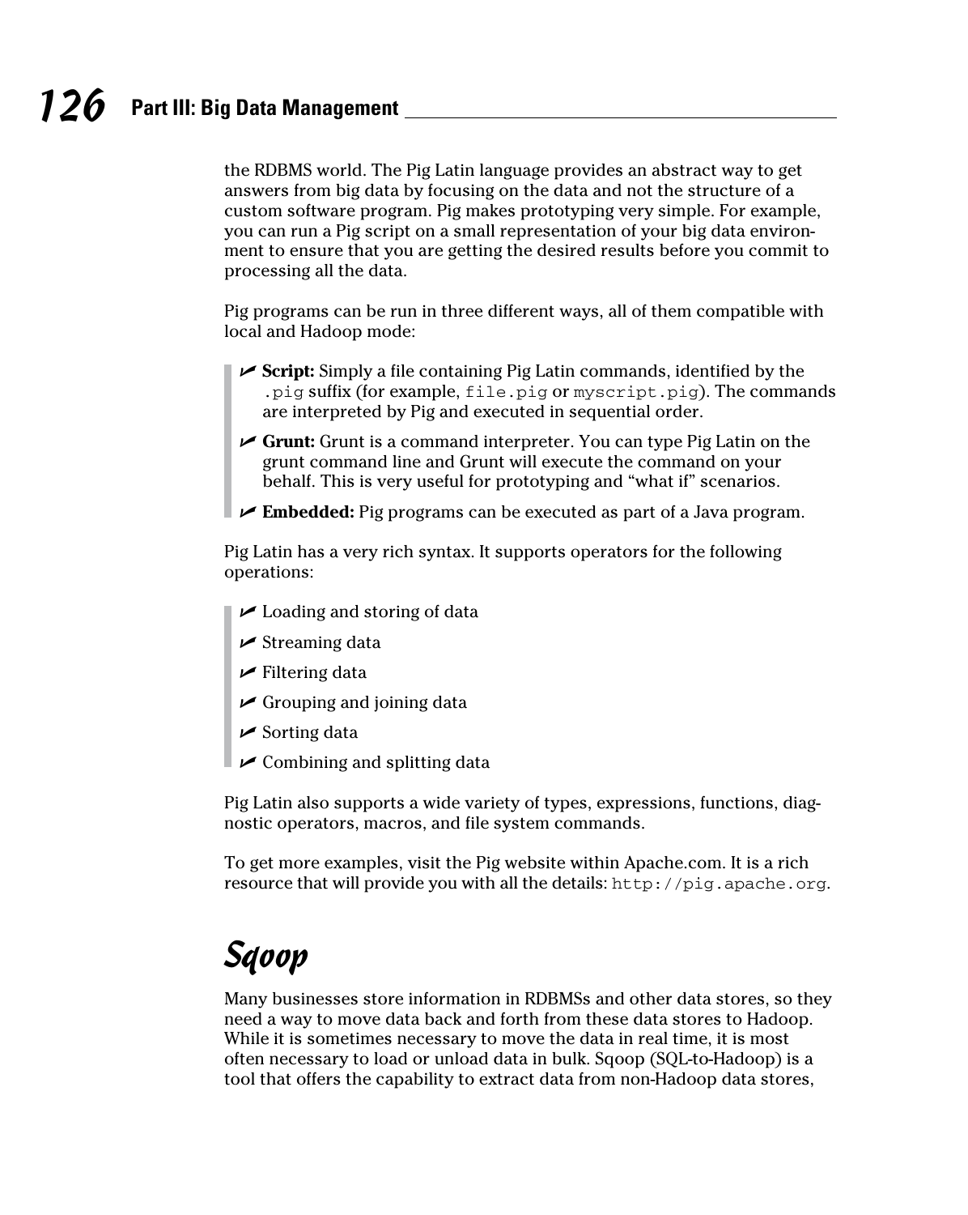the RDBMS world. The Pig Latin language provides an abstract way to get answers from big data by focusing on the data and not the structure of a custom software program. Pig makes prototyping very simple. For example, you can run a Pig script on a small representation of your big data environment to ensure that you are getting the desired results before you commit to processing all the data.

Pig programs can be run in three different ways, all of them compatible with local and Hadoop mode:

- **Script:** Simply a file containing Pig Latin commands, identified by the `.pig` suffix (for example, `file.pig` or `myscript.pig`). The commands are interpreted by Pig and executed in sequential order.
- **Grunt:** Grunt is a command interpreter. You can type Pig Latin on the grunt command line and Grunt will execute the command on your behalf. This is very useful for prototyping and "what if" scenarios.
- **Embedded:** Pig programs can be executed as part of a Java program.

Pig Latin has a very rich syntax. It supports operators for the following operations:

- Loading and storing of data
- Streaming data
- Filtering data
- Grouping and joining data
- Sorting data
- Combining and splitting data

Pig Latin also supports a wide variety of types, expressions, functions, diagnostic operators, macros, and file system commands.

To get more examples, visit the Pig website within Apache.com. It is a rich resource that will provide you with all the details: `http://pig.apache.org`.

## Sqoop

Many businesses store information in RDBMSs and other data stores, so they need a way to move data back and forth from these data stores to Hadoop. While it is sometimes necessary to move the data in real time, it is most often necessary to load or unload data in bulk. Sqoop (SQL-to-Hadoop) is a tool that offers the capability to extract data from non-Hadoop data stores,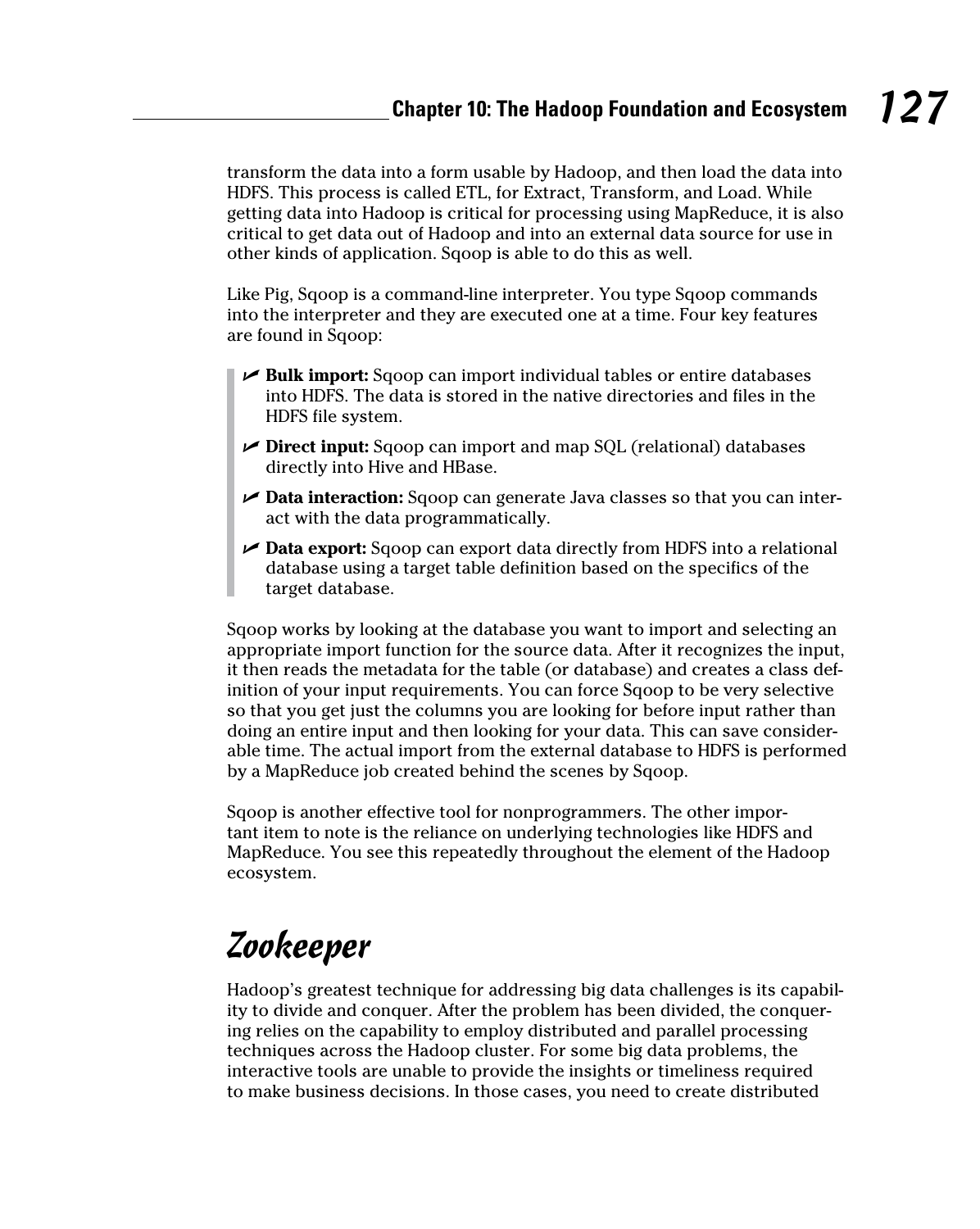transform the data into a form usable by Hadoop, and then load the data into HDFS. This process is called ETL, for Extract, Transform, and Load. While getting data into Hadoop is critical for processing using MapReduce, it is also critical to get data out of Hadoop and into an external data source for use in other kinds of application. Sqoop is able to do this as well.

Like Pig, Sqoop is a command-line interpreter. You type Sqoop commands into the interpreter and they are executed one at a time. Four key features are found in Sqoop:

- **Bulk import:** Sqoop can import individual tables or entire databases into HDFS. The data is stored in the native directories and files in the HDFS file system.
- **Direct input:** Sqoop can import and map SQL (relational) databases directly into Hive and HBase.
- **Data interaction:** Sqoop can generate Java classes so that you can interact with the data programmatically.
- **Data export:** Sqoop can export data directly from HDFS into a relational database using a target table definition based on the specifics of the target database.

Sqoop works by looking at the database you want to import and selecting an appropriate import function for the source data. After it recognizes the input, it then reads the metadata for the table (or database) and creates a class definition of your input requirements. You can force Sqoop to be very selective so that you get just the columns you are looking for before input rather than doing an entire input and then looking for your data. This can save considerable time. The actual import from the external database to HDFS is performed by a MapReduce job created behind the scenes by Sqoop.

Sqoop is another effective tool for nonprogrammers. The other important item to note is the reliance on underlying technologies like HDFS and MapReduce. You see this repeatedly throughout the element of the Hadoop ecosystem.

## Zookeeper

Hadoop's greatest technique for addressing big data challenges is its capability to divide and conquer. After the problem has been divided, the conquering relies on the capability to employ distributed and parallel processing techniques across the Hadoop cluster. For some big data problems, the interactive tools are unable to provide the insights or timeliness required to make business decisions. In those cases, you need to create distributed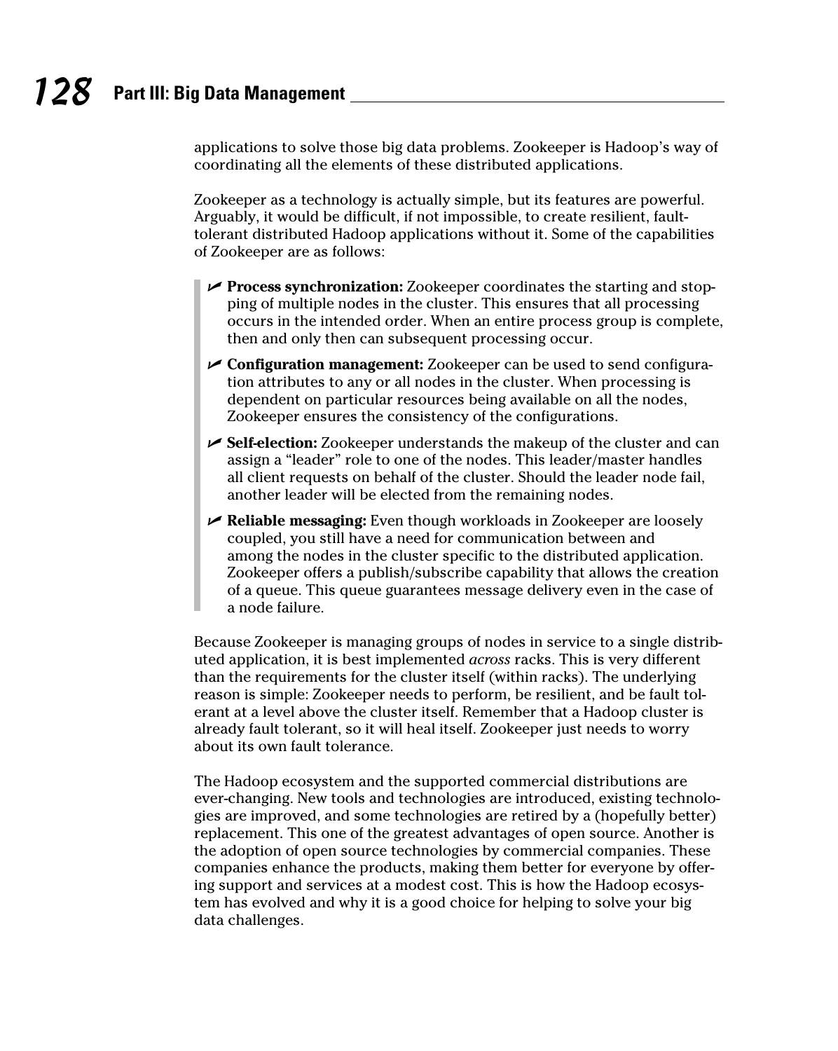applications to solve those big data problems. Zookeeper is Hadoop's way of coordinating all the elements of these distributed applications.

Zookeeper as a technology is actually simple, but its features are powerful. Arguably, it would be difficult, if not impossible, to create resilient, fault-tolerant distributed Hadoop applications without it. Some of the capabilities of Zookeeper are as follows:

- **Process synchronization:** Zookeeper coordinates the starting and stopping of multiple nodes in the cluster. This ensures that all processing occurs in the intended order. When an entire process group is complete, then and only then can subsequent processing occur.
- **Configuration management:** Zookeeper can be used to send configuration attributes to any or all nodes in the cluster. When processing is dependent on particular resources being available on all the nodes, Zookeeper ensures the consistency of the configurations.
- **Self-election:** Zookeeper understands the makeup of the cluster and can assign a "leader" role to one of the nodes. This leader/master handles all client requests on behalf of the cluster. Should the leader node fail, another leader will be elected from the remaining nodes.
- **Reliable messaging:** Even though workloads in Zookeeper are loosely coupled, you still have a need for communication between and among the nodes in the cluster specific to the distributed application. Zookeeper offers a publish/subscribe capability that allows the creation of a queue. This queue guarantees message delivery even in the case of a node failure.

Because Zookeeper is managing groups of nodes in service to a single distributed application, it is best implemented *across* racks. This is very different than the requirements for the cluster itself (within racks). The underlying reason is simple: Zookeeper needs to perform, be resilient, and be fault tolerant at a level above the cluster itself. Remember that a Hadoop cluster is already fault tolerant, so it will heal itself. Zookeeper just needs to worry about its own fault tolerance.

The Hadoop ecosystem and the supported commercial distributions are ever-changing. New tools and technologies are introduced, existing technologies are improved, and some technologies are retired by a (hopefully better) replacement. This one of the greatest advantages of open source. Another is the adoption of open source technologies by commercial companies. These companies enhance the products, making them better for everyone by offering support and services at a modest cost. This is how the Hadoop ecosystem has evolved and why it is a good choice for helping to solve your big data challenges.